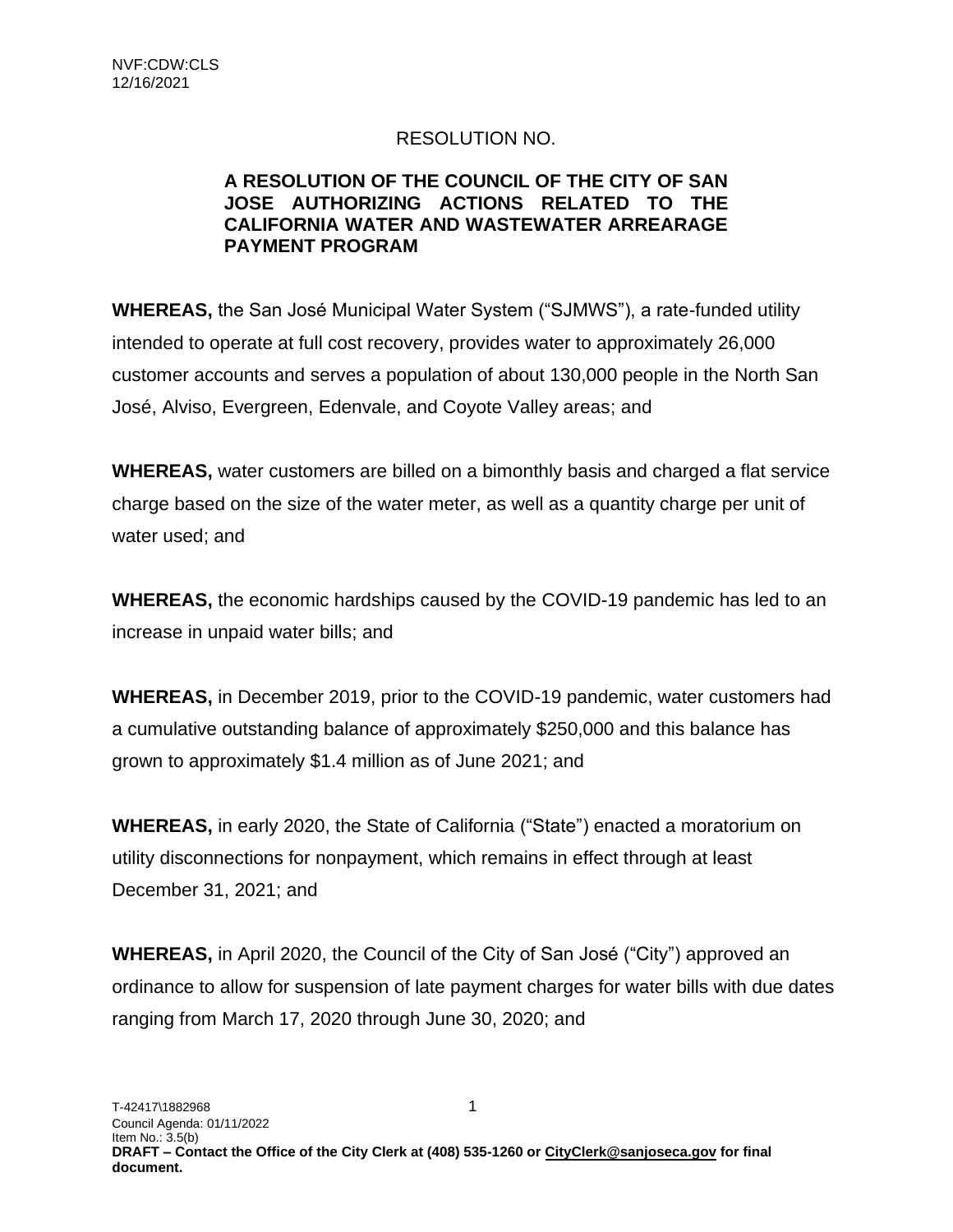NVF:CDW:CLS
12/16/2021

RESOLUTION NO.

**A RESOLUTION OF THE COUNCIL OF THE CITY OF SAN JOSE AUTHORIZING ACTIONS RELATED TO THE CALIFORNIA WATER AND WASTEWATER ARREARAGE PAYMENT PROGRAM**

**WHEREAS,** the San José Municipal Water System ("SJMWS"), a rate-funded utility intended to operate at full cost recovery, provides water to approximately 26,000 customer accounts and serves a population of about 130,000 people in the North San José, Alviso, Evergreen, Edenvale, and Coyote Valley areas; and

**WHEREAS,** water customers are billed on a bimonthly basis and charged a flat service charge based on the size of the water meter, as well as a quantity charge per unit of water used; and

**WHEREAS,** the economic hardships caused by the COVID-19 pandemic has led to an increase in unpaid water bills; and

**WHEREAS,** in December 2019, prior to the COVID-19 pandemic, water customers had a cumulative outstanding balance of approximately $250,000 and this balance has grown to approximately $1.4 million as of June 2021; and

**WHEREAS,** in early 2020, the State of California ("State") enacted a moratorium on utility disconnections for nonpayment, which remains in effect through at least December 31, 2021; and

**WHEREAS,** in April 2020, the Council of the City of San José ("City") approved an ordinance to allow for suspension of late payment charges for water bills with due dates ranging from March 17, 2020 through June 30, 2020; and

T-42417\1882968
Council Agenda: 01/11/2022
Item No.: 3.5(b)
**DRAFT – Contact the Office of the City Clerk at (408) 535-1260 or CityClerk@sanjoseca.gov for final document.**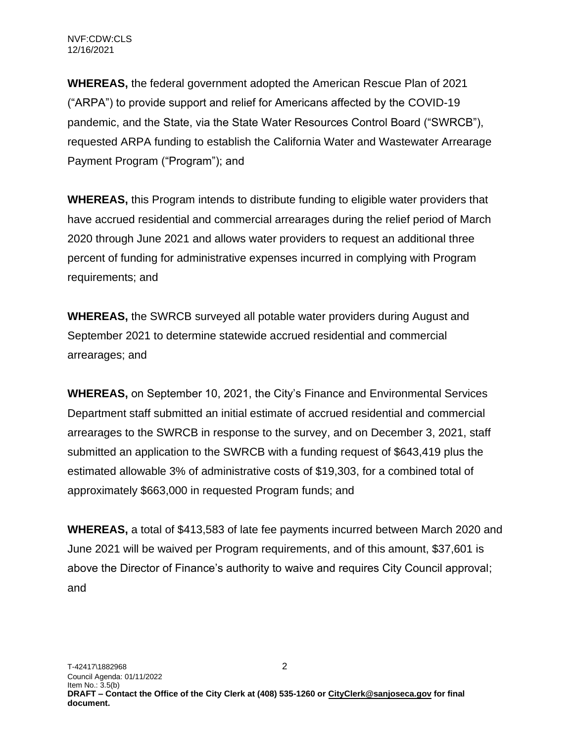**WHEREAS,** the federal government adopted the American Rescue Plan of 2021 ("ARPA") to provide support and relief for Americans affected by the COVID-19 pandemic, and the State, via the State Water Resources Control Board ("SWRCB"), requested ARPA funding to establish the California Water and Wastewater Arrearage Payment Program ("Program"); and

**WHEREAS,** this Program intends to distribute funding to eligible water providers that have accrued residential and commercial arrearages during the relief period of March 2020 through June 2021 and allows water providers to request an additional three percent of funding for administrative expenses incurred in complying with Program requirements; and

**WHEREAS,** the SWRCB surveyed all potable water providers during August and September 2021 to determine statewide accrued residential and commercial arrearages; and

**WHEREAS,** on September 10, 2021, the City's Finance and Environmental Services Department staff submitted an initial estimate of accrued residential and commercial arrearages to the SWRCB in response to the survey, and on December 3, 2021, staff submitted an application to the SWRCB with a funding request of $643,419 plus the estimated allowable 3% of administrative costs of $19,303, for a combined total of approximately $663,000 in requested Program funds; and

**WHEREAS,** a total of $413,583 of late fee payments incurred between March 2020 and June 2021 will be waived per Program requirements, and of this amount, $37,601 is above the Director of Finance's authority to waive and requires City Council approval; and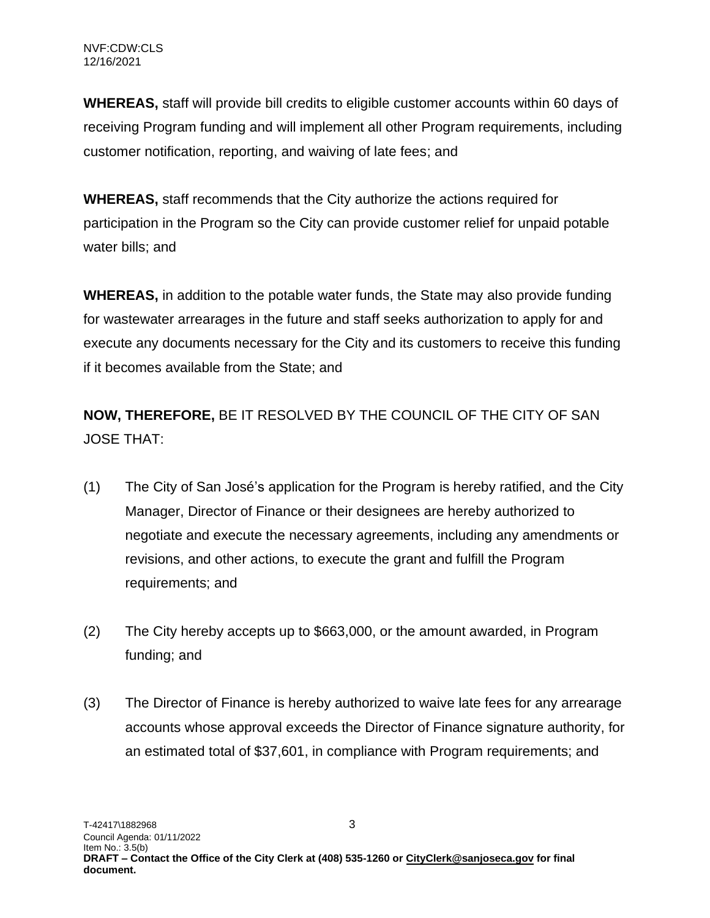**WHEREAS,** staff will provide bill credits to eligible customer accounts within 60 days of receiving Program funding and will implement all other Program requirements, including customer notification, reporting, and waiving of late fees; and

**WHEREAS,** staff recommends that the City authorize the actions required for participation in the Program so the City can provide customer relief for unpaid potable water bills; and

**WHEREAS,** in addition to the potable water funds, the State may also provide funding for wastewater arrearages in the future and staff seeks authorization to apply for and execute any documents necessary for the City and its customers to receive this funding if it becomes available from the State; and

**NOW, THEREFORE,** BE IT RESOLVED BY THE COUNCIL OF THE CITY OF SAN JOSE THAT:

(1) The City of San José's application for the Program is hereby ratified, and the City Manager, Director of Finance or their designees are hereby authorized to negotiate and execute the necessary agreements, including any amendments or revisions, and other actions, to execute the grant and fulfill the Program requirements; and

(2) The City hereby accepts up to $663,000, or the amount awarded, in Program funding; and

(3) The Director of Finance is hereby authorized to waive late fees for any arrearage accounts whose approval exceeds the Director of Finance signature authority, for an estimated total of $37,601, in compliance with Program requirements; and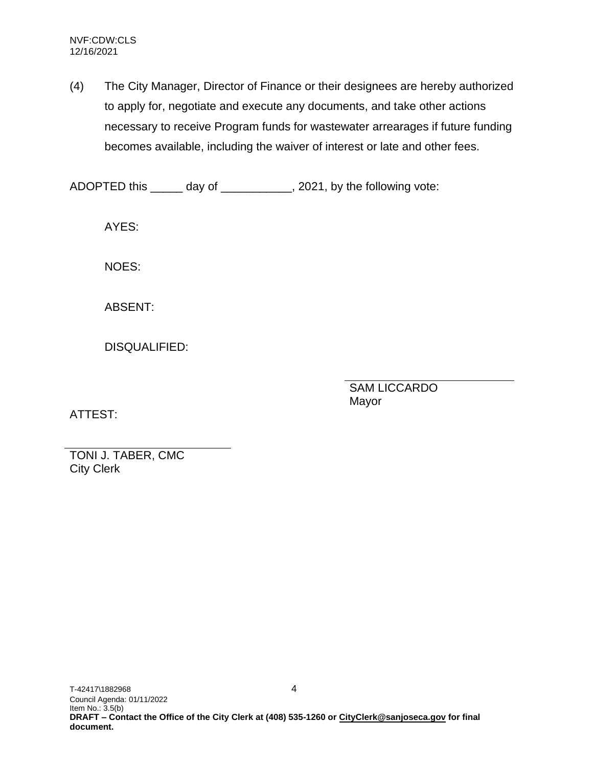NVF:CDW:CLS
12/16/2021

(4) The City Manager, Director of Finance or their designees are hereby authorized to apply for, negotiate and execute any documents, and take other actions necessary to receive Program funds for wastewater arrearages if future funding becomes available, including the waiver of interest or late and other fees.

ADOPTED this _____ day of ___________, 2021, by the following vote:

AYES:

NOES:

ABSENT:

DISQUALIFIED:

SAM LICCARDO
Mayor

ATTEST:

TONI J. TABER, CMC
City Clerk

T-42417\1882968
Council Agenda: 01/11/2022
Item No.: 3.5(b)
**DRAFT – Contact the Office of the City Clerk at (408) 535-1260 or CityClerk@sanjoseca.gov for final document.**